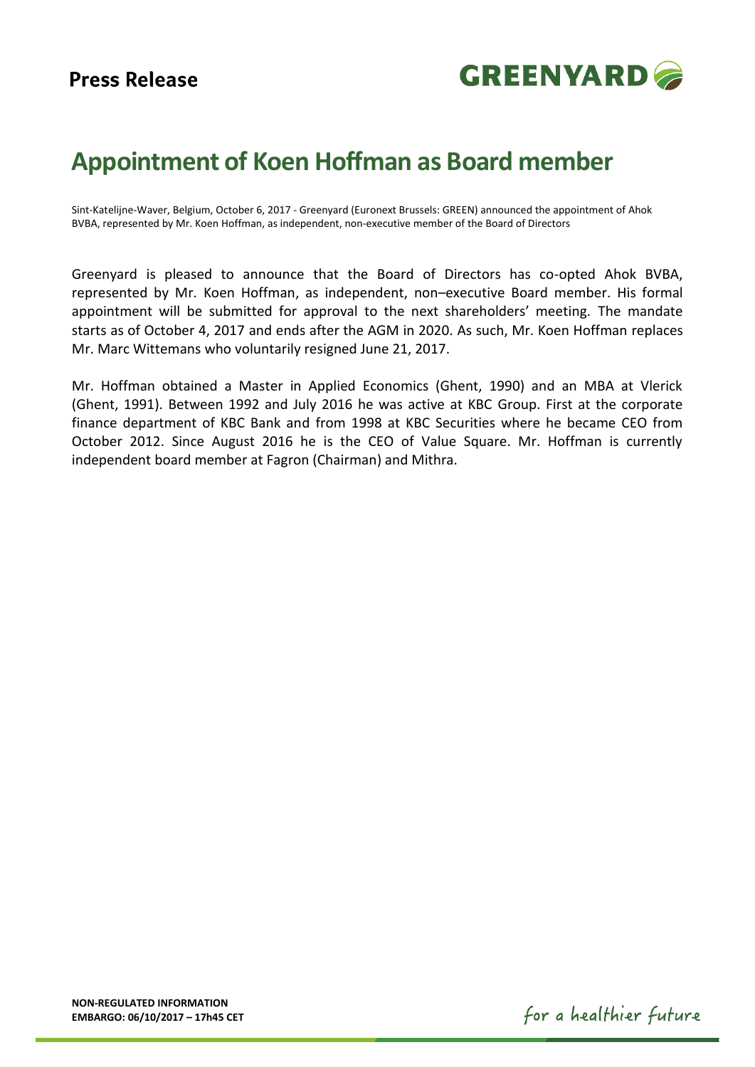**Press Release**

# Appointment of Koen Hoffman as Board member

Sint-Katelijne-Waver, Belgium, October 6, 2017 - Greenyard (Euronext Brussels: GREEN) announced the appointment of Ahok BVBA, represented by Mr. Koen Hoffman, as independent, non-executive member of the Board of Directors

Greenyard is pleased to announce that the Board of Directors has co-opted Ahok BVBA, represented by Mr. Koen Hoffman, as independent, non–executive Board member. His formal appointment will be submitted for approval to the next shareholders' meeting. The mandate starts as of October 4, 2017 and ends after the AGM in 2020. As such, Mr. Koen Hoffman replaces Mr. Marc Wittemans who voluntarily resigned June 21, 2017.

Mr. Hoffman obtained a Master in Applied Economics (Ghent, 1990) and an MBA at Vlerick (Ghent, 1991). Between 1992 and July 2016 he was active at KBC Group. First at the corporate finance department of KBC Bank and from 1998 at KBC Securities where he became CEO from October 2012. Since August 2016 he is the CEO of Value Square. Mr. Hoffman is currently independent board member at Fagron (Chairman) and Mithra.

**NON-REGULATED INFORMATION**
**EMBARGO: 06/10/2017 – 17h45 CET**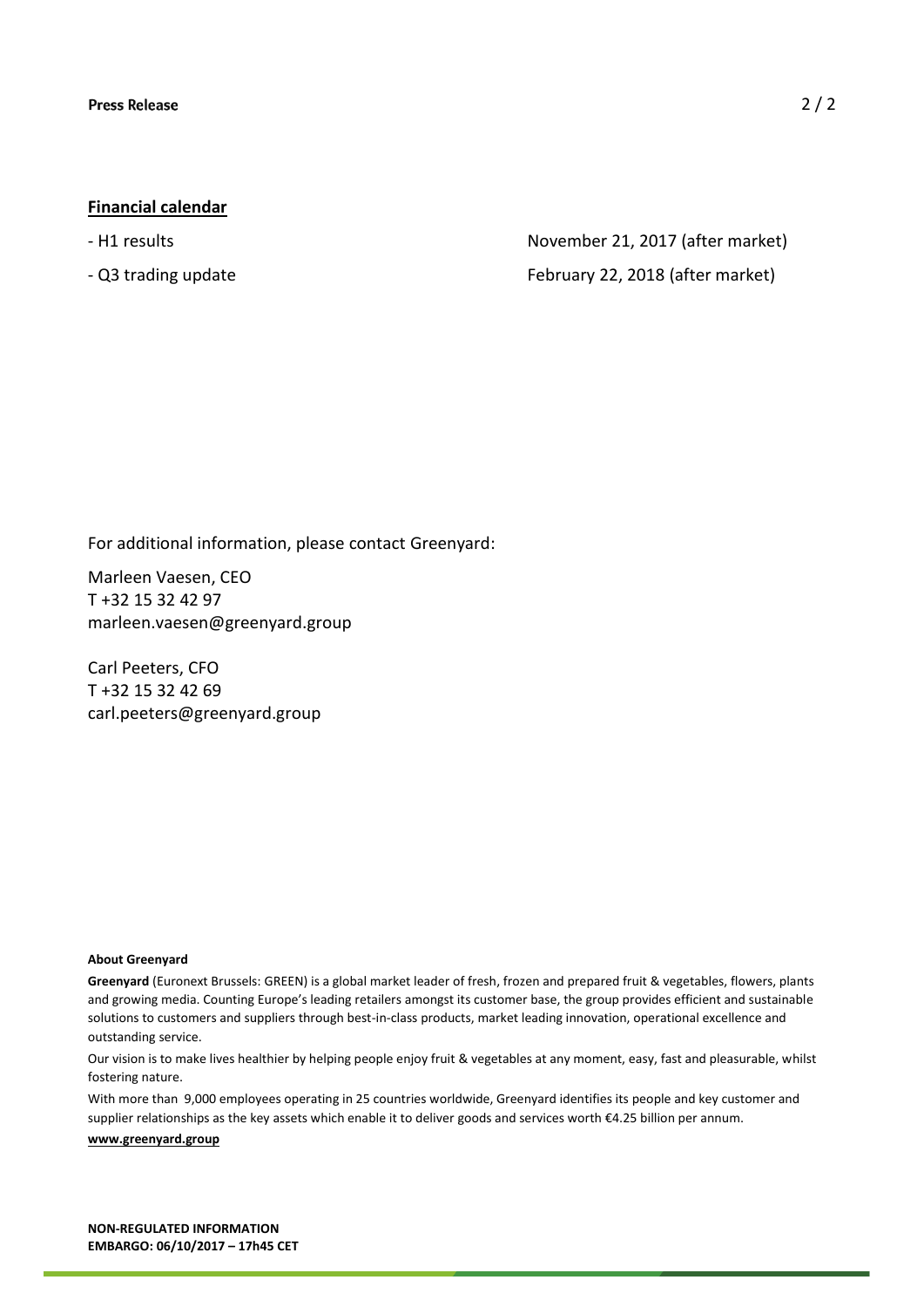## Financial calendar

| | |
|---|---|
| - H1 results | November 21, 2017 (after market) |
| - Q3 trading update | February 22, 2018 (after market) |

For additional information, please contact Greenyard:

Marleen Vaesen, CEO
T +32 15 32 42 97
marleen.vaesen@greenyard.group

Carl Peeters, CFO
T +32 15 32 42 69
carl.peeters@greenyard.group

**About Greenyard**

**Greenyard** (Euronext Brussels: GREEN) is a global market leader of fresh, frozen and prepared fruit & vegetables, flowers, plants and growing media. Counting Europe's leading retailers amongst its customer base, the group provides efficient and sustainable solutions to customers and suppliers through best-in-class products, market leading innovation, operational excellence and outstanding service.

Our vision is to make lives healthier by helping people enjoy fruit & vegetables at any moment, easy, fast and pleasurable, whilst fostering nature.

With more than 9,000 employees operating in 25 countries worldwide, Greenyard identifies its people and key customer and supplier relationships as the key assets which enable it to deliver goods and services worth €4.25 billion per annum.

**www.greenyard.group**

**NON-REGULATED INFORMATION**
**EMBARGO: 06/10/2017 – 17h45 CET**